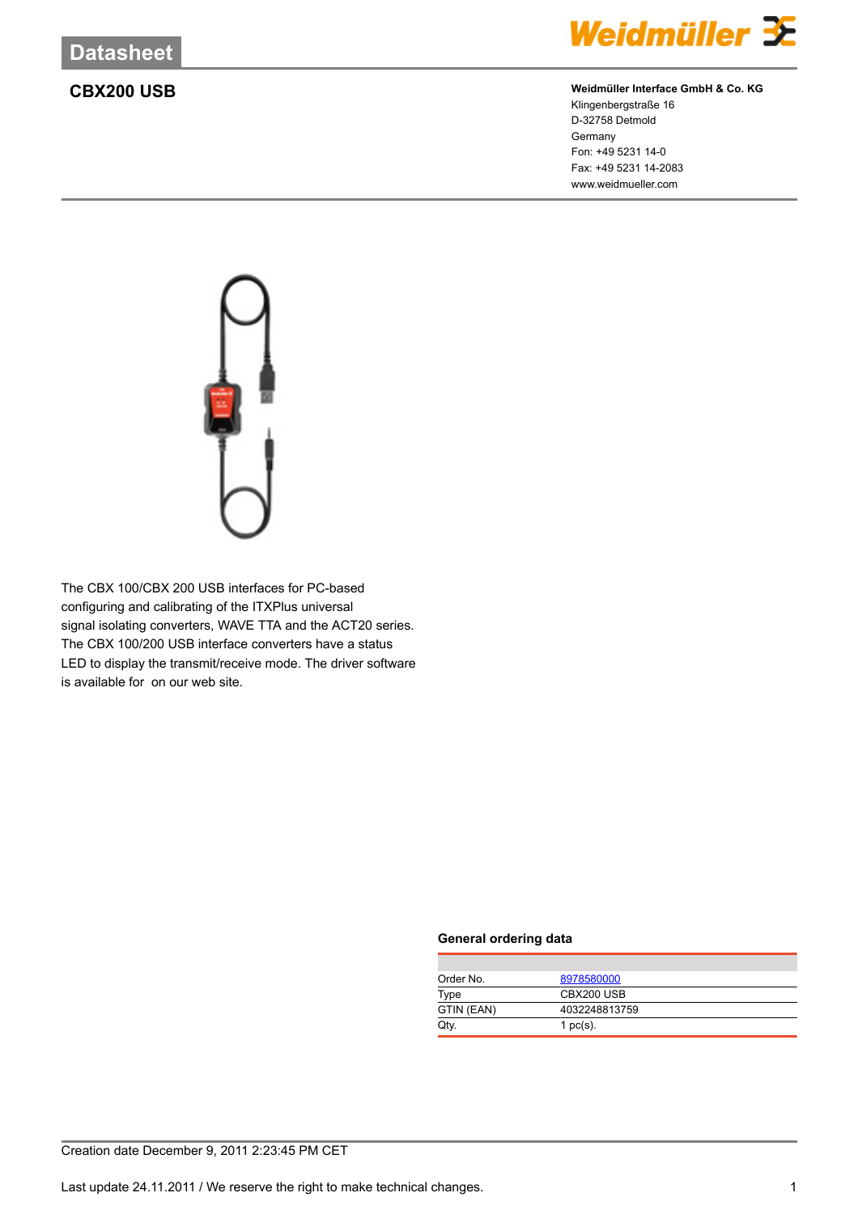Datasheet

# CBX200 USB

**Weidmüller Interface GmbH & Co. KG**
Klingenbergstraße 16
D-32758 Detmold
Germany
Fon: +49 5231 14-0
Fax: +49 5231 14-2083
www.weidmueller.com

The CBX 100/CBX 200 USB interfaces for PC-based configuring and calibrating of the ITXPlus universal signal isolating converters, WAVE TTA and the ACT20 series. The CBX 100/200 USB interface converters have a status LED to display the transmit/receive mode. The driver software is available for  on our web site.

## General ordering data

| | |
|---|---|
| Order No. | 8978580000 |
| Type | CBX200 USB |
| GTIN (EAN) | 4032248813759 |
| Qty. | 1 pc(s). |

Creation date December 9, 2011 2:23:45 PM CET

Last update 24.11.2011 / We reserve the right to make technical changes.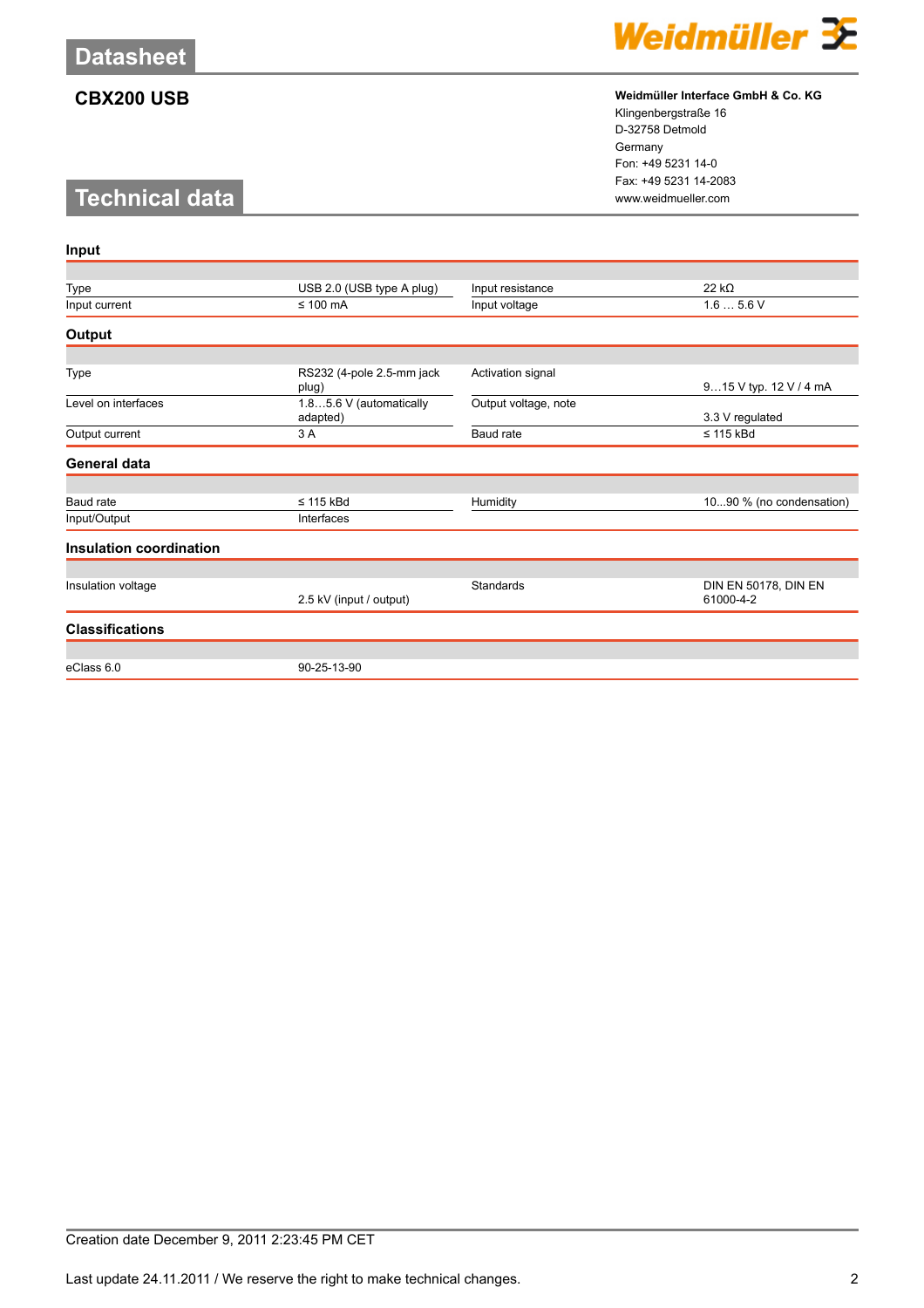# Datasheet

## CBX200 USB

**Weidmüller Interface GmbH & Co. KG**
Klingenbergstraße 16
D-32758 Detmold
Germany
Fon: +49 5231 14-0
Fax: +49 5231 14-2083
www.weidmueller.com

# Technical data

### Input

| | | | |
|---|---|---|---|
| Type | USB 2.0 (USB type A plug) | Input resistance | 22 kΩ |
| Input current | ≤ 100 mA | Input voltage | 1.6 … 5.6 V |

### Output

| | | | |
|---|---|---|---|
| Type | RS232 (4-pole 2.5-mm jack plug) | Activation signal | 9…15 V typ. 12 V / 4 mA |
| Level on interfaces | 1.8…5.6 V (automatically adapted) | Output voltage, note | 3.3 V regulated |
| Output current | 3 A | Baud rate | ≤ 115 kBd |

### General data

| | | | |
|---|---|---|---|
| Baud rate | ≤ 115 kBd | Humidity | 10...90 % (no condensation) |
| Input/Output | Interfaces | | |

### Insulation coordination

| | | | |
|---|---|---|---|
| Insulation voltage | 2.5 kV (input / output) | Standards | DIN EN 50178, DIN EN 61000-4-2 |

### Classifications

| | |
|---|---|
| eClass 6.0 | 90-25-13-90 |

Creation date December 9, 2011 2:23:45 PM CET

Last update 24.11.2011 / We reserve the right to make technical changes.